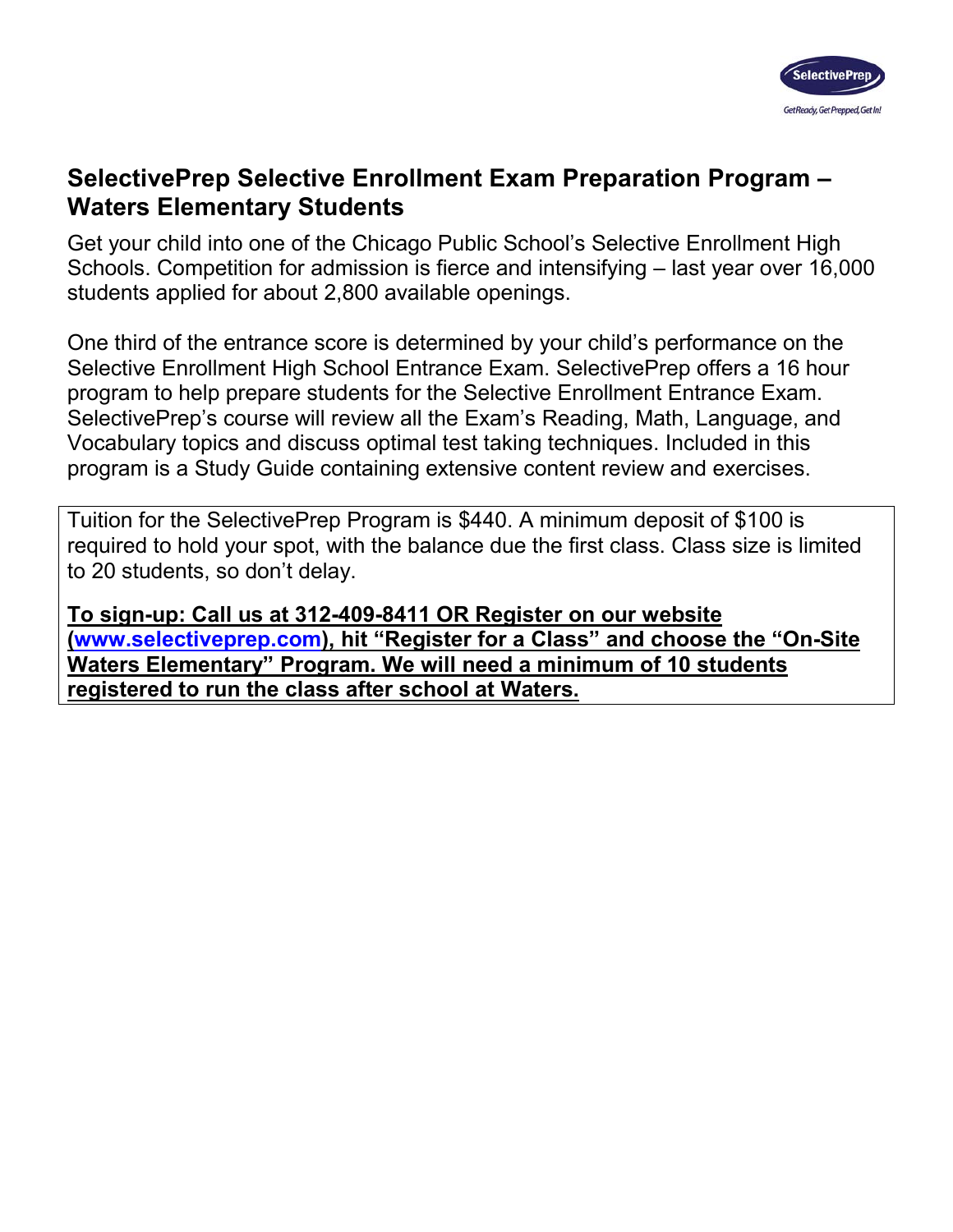SelectivePrep

GetReady, Get Prepped, Get In!

## SelectivePrep Selective Enrollment Exam Preparation Program – Waters Elementary Students

Get your child into one of the Chicago Public School's Selective Enrollment High Schools. Competition for admission is fierce and intensifying – last year over 16,000 students applied for about 2,800 available openings.

One third of the entrance score is determined by your child's performance on the Selective Enrollment High School Entrance Exam. SelectivePrep offers a 16 hour program to help prepare students for the Selective Enrollment Entrance Exam. SelectivePrep's course will review all the Exam's Reading, Math, Language, and Vocabulary topics and discuss optimal test taking techniques. Included in this program is a Study Guide containing extensive content review and exercises.

Tuition for the SelectivePrep Program is $440. A minimum deposit of $100 is required to hold your spot, with the balance due the first class. Class size is limited to 20 students, so don't delay.

**To sign-up: Call us at 312-409-8411 OR Register on our website (www.selectiveprep.com), hit "Register for a Class" and choose the "On-Site Waters Elementary" Program. We will need a minimum of 10 students registered to run the class after school at Waters.**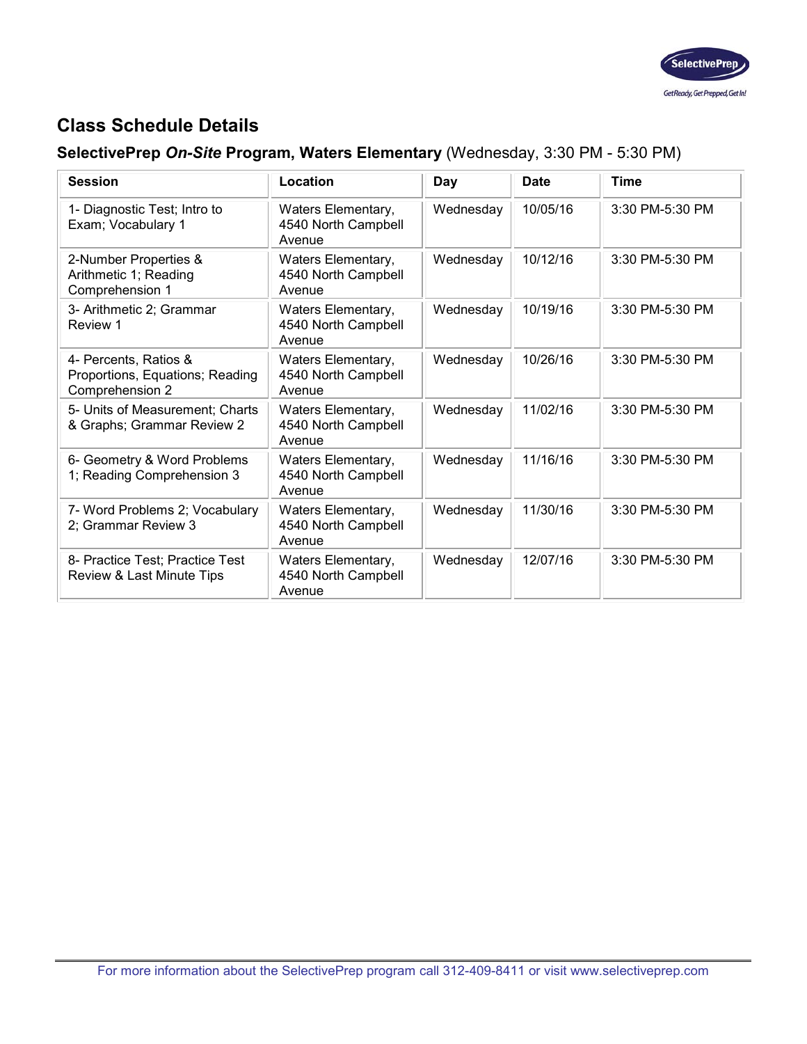## Class Schedule Details

### SelectivePrep *On-Site* Program, Waters Elementary (Wednesday, 3:30 PM - 5:30 PM)

| Session | Location | Day | Date | Time |
|---|---|---|---|---|
| 1- Diagnostic Test; Intro to Exam; Vocabulary 1 | Waters Elementary, 4540 North Campbell Avenue | Wednesday | 10/05/16 | 3:30 PM-5:30 PM |
| 2-Number Properties & Arithmetic 1; Reading Comprehension 1 | Waters Elementary, 4540 North Campbell Avenue | Wednesday | 10/12/16 | 3:30 PM-5:30 PM |
| 3- Arithmetic 2; Grammar Review 1 | Waters Elementary, 4540 North Campbell Avenue | Wednesday | 10/19/16 | 3:30 PM-5:30 PM |
| 4- Percents, Ratios & Proportions, Equations; Reading Comprehension 2 | Waters Elementary, 4540 North Campbell Avenue | Wednesday | 10/26/16 | 3:30 PM-5:30 PM |
| 5- Units of Measurement; Charts & Graphs; Grammar Review 2 | Waters Elementary, 4540 North Campbell Avenue | Wednesday | 11/02/16 | 3:30 PM-5:30 PM |
| 6- Geometry & Word Problems 1; Reading Comprehension 3 | Waters Elementary, 4540 North Campbell Avenue | Wednesday | 11/16/16 | 3:30 PM-5:30 PM |
| 7- Word Problems 2; Vocabulary 2; Grammar Review 3 | Waters Elementary, 4540 North Campbell Avenue | Wednesday | 11/30/16 | 3:30 PM-5:30 PM |
| 8- Practice Test; Practice Test Review & Last Minute Tips | Waters Elementary, 4540 North Campbell Avenue | Wednesday | 12/07/16 | 3:30 PM-5:30 PM |

For more information about the SelectivePrep program call 312-409-8411 or visit www.selectiveprep.com